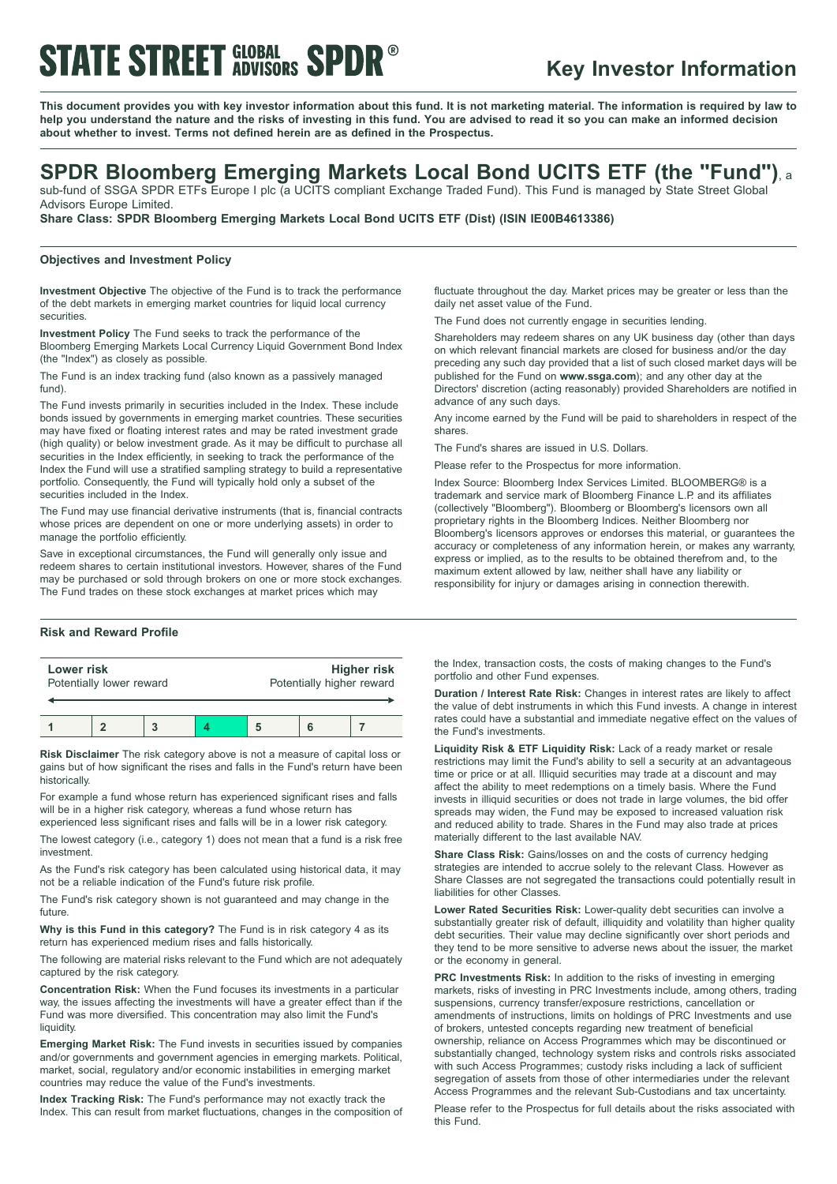# STATE STREET GLOBAL ADVISORS SPDR®

## Key Investor Information

**This document provides you with key investor information about this fund. It is not marketing material. The information is required by law to help you understand the nature and the risks of investing in this fund. You are advised to read it so you can make an informed decision about whether to invest. Terms not defined herein are as defined in the Prospectus.**

# SPDR Bloomberg Emerging Markets Local Bond UCITS ETF (the "Fund"), a

sub-fund of SSGA SPDR ETFs Europe I plc (a UCITS compliant Exchange Traded Fund). This Fund is managed by State Street Global Advisors Europe Limited.

**Share Class: SPDR Bloomberg Emerging Markets Local Bond UCITS ETF (Dist) (ISIN IE00B4613386)**

### Objectives and Investment Policy

**Investment Objective** The objective of the Fund is to track the performance of the debt markets in emerging market countries for liquid local currency securities.

**Investment Policy** The Fund seeks to track the performance of the Bloomberg Emerging Markets Local Currency Liquid Government Bond Index (the "Index") as closely as possible.

The Fund is an index tracking fund (also known as a passively managed fund).

The Fund invests primarily in securities included in the Index. These include bonds issued by governments in emerging market countries. These securities may have fixed or floating interest rates and may be rated investment grade (high quality) or below investment grade. As it may be difficult to purchase all securities in the Index efficiently, in seeking to track the performance of the Index the Fund will use a stratified sampling strategy to build a representative portfolio. Consequently, the Fund will typically hold only a subset of the securities included in the Index.

The Fund may use financial derivative instruments (that is, financial contracts whose prices are dependent on one or more underlying assets) in order to manage the portfolio efficiently.

Save in exceptional circumstances, the Fund will generally only issue and redeem shares to certain institutional investors. However, shares of the Fund may be purchased or sold through brokers on one or more stock exchanges. The Fund trades on these stock exchanges at market prices which may fluctuate throughout the day. Market prices may be greater or less than the daily net asset value of the Fund.

The Fund does not currently engage in securities lending.

Shareholders may redeem shares on any UK business day (other than days on which relevant financial markets are closed for business and/or the day preceding any such day provided that a list of such closed market days will be published for the Fund on **www.ssga.com**); and any other day at the Directors' discretion (acting reasonably) provided Shareholders are notified in advance of any such days.

Any income earned by the Fund will be paid to shareholders in respect of the shares.

The Fund's shares are issued in U.S. Dollars.

Please refer to the Prospectus for more information.

Index Source: Bloomberg Index Services Limited. BLOOMBERG® is a trademark and service mark of Bloomberg Finance L.P. and its affiliates (collectively "Bloomberg"). Bloomberg or Bloomberg's licensors own all proprietary rights in the Bloomberg Indices. Neither Bloomberg nor Bloomberg's licensors approves or endorses this material, or guarantees the accuracy or completeness of any information herein, or makes any warranty, express or implied, as to the results to be obtained therefrom and, to the maximum extent allowed by law, neither shall have any liability or responsibility for injury or damages arising in connection therewith.

### Risk and Reward Profile

| **Lower risk** Potentially lower reward | | | | | | **Higher risk** Potentially higher reward |
|---|---|---|---|---|---|---|
| 1 | 2 | 3 | **4** | 5 | 6 | 7 |

**Risk Disclaimer** The risk category above is not a measure of capital loss or gains but of how significant the rises and falls in the Fund's return have been historically.

For example a fund whose return has experienced significant rises and falls will be in a higher risk category, whereas a fund whose return has experienced less significant rises and falls will be in a lower risk category.

The lowest category (i.e., category 1) does not mean that a fund is a risk free investment.

As the Fund's risk category has been calculated using historical data, it may not be a reliable indication of the Fund's future risk profile.

The Fund's risk category shown is not guaranteed and may change in the future.

**Why is this Fund in this category?** The Fund is in risk category 4 as its return has experienced medium rises and falls historically.

The following are material risks relevant to the Fund which are not adequately captured by the risk category.

**Concentration Risk:** When the Fund focuses its investments in a particular way, the issues affecting the investments will have a greater effect than if the Fund was more diversified. This concentration may also limit the Fund's liquidity.

**Emerging Market Risk:** The Fund invests in securities issued by companies and/or governments and government agencies in emerging markets. Political, market, social, regulatory and/or economic instabilities in emerging market countries may reduce the value of the Fund's investments.

**Index Tracking Risk:** The Fund's performance may not exactly track the Index. This can result from market fluctuations, changes in the composition of the Index, transaction costs, the costs of making changes to the Fund's portfolio and other Fund expenses.

**Duration / Interest Rate Risk:** Changes in interest rates are likely to affect the value of debt instruments in which this Fund invests. A change in interest rates could have a substantial and immediate negative effect on the values of the Fund's investments.

**Liquidity Risk & ETF Liquidity Risk:** Lack of a ready market or resale restrictions may limit the Fund's ability to sell a security at an advantageous time or price or at all. Illiquid securities may trade at a discount and may affect the ability to meet redemptions on a timely basis. Where the Fund invests in illiquid securities or does not trade in large volumes, the bid offer spreads may widen, the Fund may be exposed to increased valuation risk and reduced ability to trade. Shares in the Fund may also trade at prices materially different to the last available NAV.

**Share Class Risk:** Gains/losses on and the costs of currency hedging strategies are intended to accrue solely to the relevant Class. However as Share Classes are not segregated the transactions could potentially result in liabilities for other Classes.

**Lower Rated Securities Risk:** Lower-quality debt securities can involve a substantially greater risk of default, illiquidity and volatility than higher quality debt securities. Their value may decline significantly over short periods and they tend to be more sensitive to adverse news about the issuer, the market or the economy in general.

**PRC Investments Risk:** In addition to the risks of investing in emerging markets, risks of investing in PRC Investments include, among others, trading suspensions, currency transfer/exposure restrictions, cancellation or amendments of instructions, limits on holdings of PRC Investments and use of brokers, untested concepts regarding new treatment of beneficial ownership, reliance on Access Programmes which may be discontinued or substantially changed, technology system risks and controls risks associated with such Access Programmes; custody risks including a lack of sufficient segregation of assets from those of other intermediaries under the relevant Access Programmes and the relevant Sub-Custodians and tax uncertainty.

Please refer to the Prospectus for full details about the risks associated with this Fund.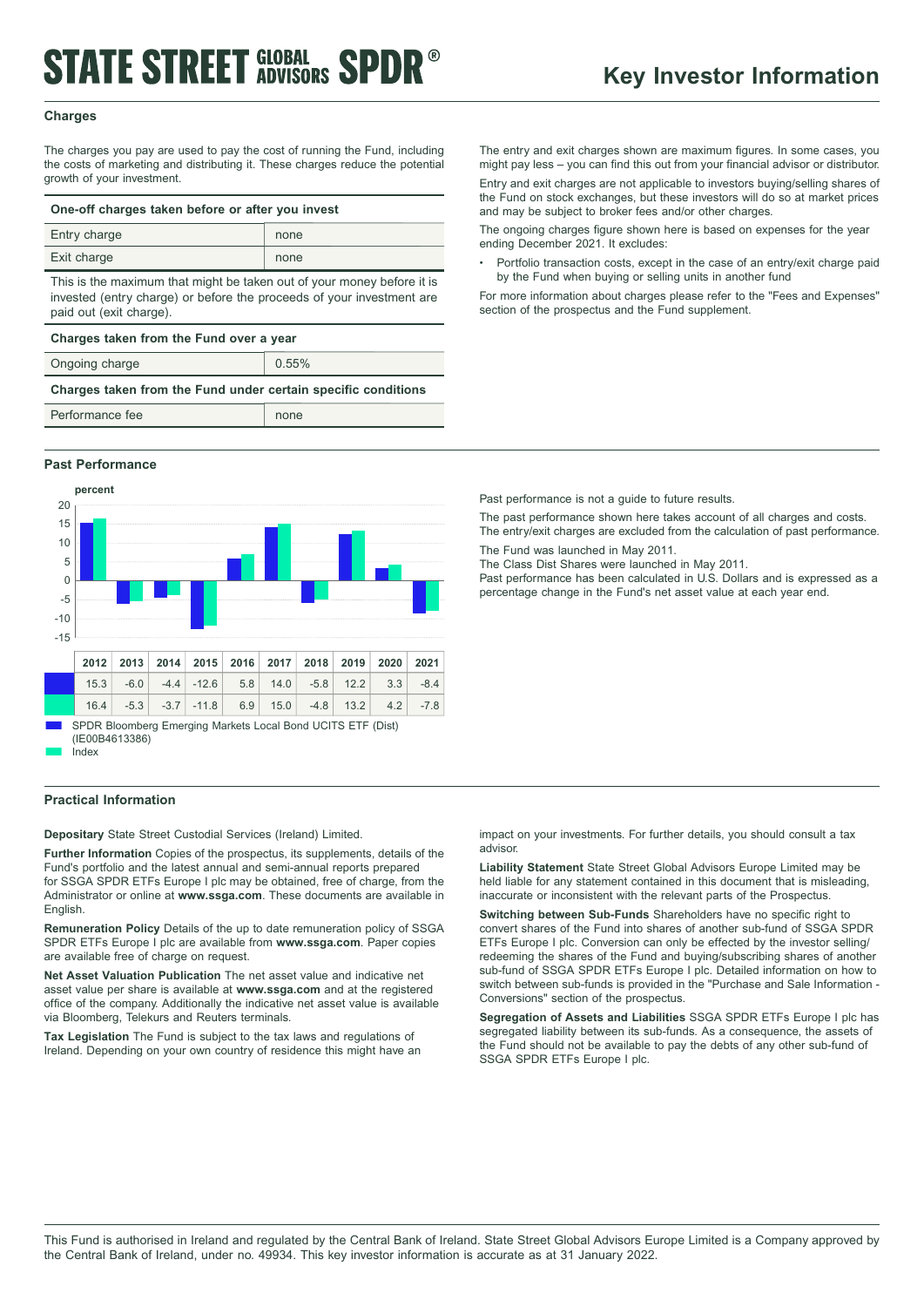## Charges

The charges you pay are used to pay the cost of running the Fund, including the costs of marketing and distributing it. These charges reduce the potential growth of your investment.

| One-off charges taken before or after you invest | |
|---|---|
| Entry charge | none |
| Exit charge | none |

This is the maximum that might be taken out of your money before it is invested (entry charge) or before the proceeds of your investment are paid out (exit charge).

| Charges taken from the Fund over a year | |
|---|---|
| Ongoing charge | 0.55% |

| Charges taken from the Fund under certain specific conditions | |
|---|---|
| Performance fee | none |

The entry and exit charges shown are maximum figures. In some cases, you might pay less – you can find this out from your financial advisor or distributor.

Entry and exit charges are not applicable to investors buying/selling shares of the Fund on stock exchanges, but these investors will do so at market prices and may be subject to broker fees and/or other charges.

The ongoing charges figure shown here is based on expenses for the year ending December 2021. It excludes:

- Portfolio transaction costs, except in the case of an entry/exit charge paid by the Fund when buying or selling units in another fund

For more information about charges please refer to the "Fees and Expenses" section of the prospectus and the Fund supplement.

## Past Performance

percent

20
15
10
5
0
-5
-10
-15

| | 2012 | 2013 | 2014 | 2015 | 2016 | 2017 | 2018 | 2019 | 2020 | 2021 |
|---|---|---|---|---|---|---|---|---|---|---|
| Fund | 15.3 | -6.0 | -4.4 | -12.6 | 5.8 | 14.0 | -5.8 | 12.2 | 3.3 | -8.4 |
| Index | 16.4 | -5.3 | -3.7 | -11.8 | 6.9 | 15.0 | -4.8 | 13.2 | 4.2 | -7.8 |

SPDR Bloomberg Emerging Markets Local Bond UCITS ETF (Dist) (IE00B4613386)

Index

Past performance is not a guide to future results.

The past performance shown here takes account of all charges and costs. The entry/exit charges are excluded from the calculation of past performance.

The Fund was launched in May 2011.
The Class Dist Shares were launched in May 2011.
Past performance has been calculated in U.S. Dollars and is expressed as a percentage change in the Fund's net asset value at each year end.

## Practical Information

**Depositary** State Street Custodial Services (Ireland) Limited.

**Further Information** Copies of the prospectus, its supplements, details of the Fund's portfolio and the latest annual and semi-annual reports prepared for SSGA SPDR ETFs Europe I plc may be obtained, free of charge, from the Administrator or online at **www.ssga.com**. These documents are available in English.

**Remuneration Policy** Details of the up to date remuneration policy of SSGA SPDR ETFs Europe I plc are available from **www.ssga.com**. Paper copies are available free of charge on request.

**Net Asset Valuation Publication** The net asset value and indicative net asset value per share is available at **www.ssga.com** and at the registered office of the company. Additionally the indicative net asset value is available via Bloomberg, Telekurs and Reuters terminals.

**Tax Legislation** The Fund is subject to the tax laws and regulations of Ireland. Depending on your own country of residence this might have an impact on your investments. For further details, you should consult a tax advisor.

**Liability Statement** State Street Global Advisors Europe Limited may be held liable for any statement contained in this document that is misleading, inaccurate or inconsistent with the relevant parts of the Prospectus.

**Switching between Sub-Funds** Shareholders have no specific right to convert shares of the Fund into shares of another sub-fund of SSGA SPDR ETFs Europe I plc. Conversion can only be effected by the investor selling/redeeming the shares of the Fund and buying/subscribing shares of another sub-fund of SSGA SPDR ETFs Europe I plc. Detailed information on how to switch between sub-funds is provided in the "Purchase and Sale Information - Conversions" section of the prospectus.

**Segregation of Assets and Liabilities** SSGA SPDR ETFs Europe I plc has segregated liability between its sub-funds. As a consequence, the assets of the Fund should not be available to pay the debts of any other sub-fund of SSGA SPDR ETFs Europe I plc.

This Fund is authorised in Ireland and regulated by the Central Bank of Ireland. State Street Global Advisors Europe Limited is a Company approved by the Central Bank of Ireland, under no. 49934. This key investor information is accurate as at 31 January 2022.